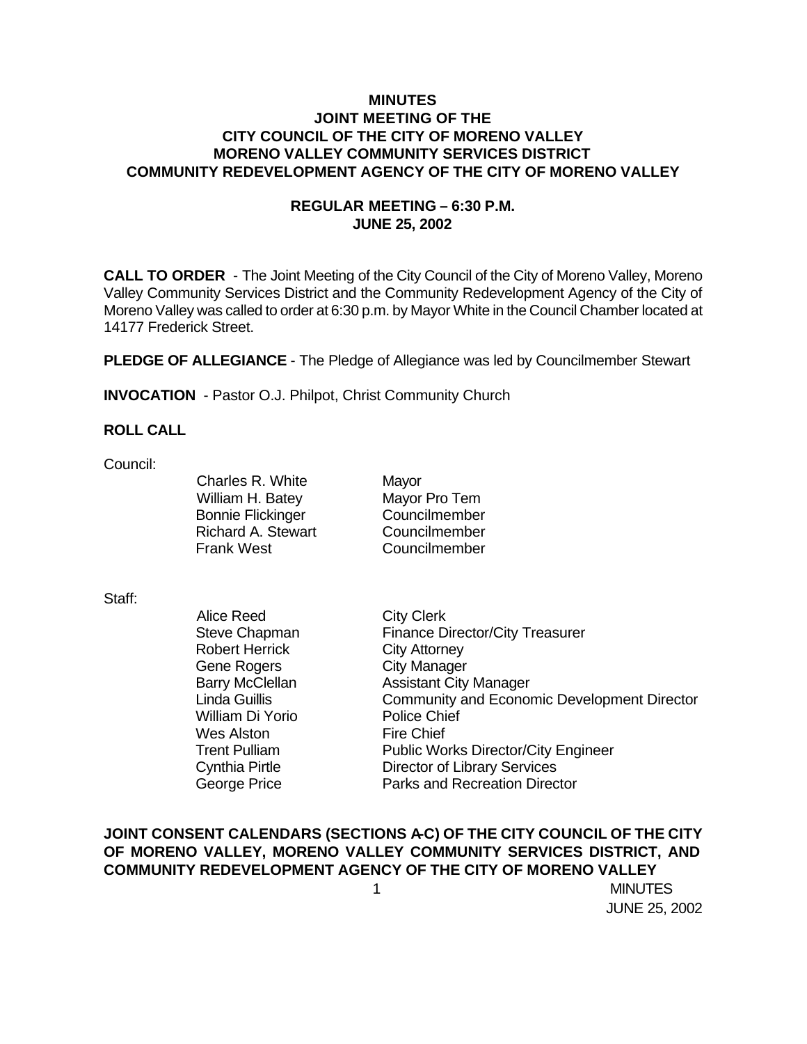# MINUTES
## JOINT MEETING OF THE
## CITY COUNCIL OF THE CITY OF MORENO VALLEY
## MORENO VALLEY COMMUNITY SERVICES DISTRICT
## COMMUNITY REDEVELOPMENT AGENCY OF THE CITY OF MORENO VALLEY

### REGULAR MEETING – 6:30 P.M.
### JUNE 25, 2002

**CALL TO ORDER** - The Joint Meeting of the City Council of the City of Moreno Valley, Moreno Valley Community Services District and the Community Redevelopment Agency of the City of Moreno Valley was called to order at 6:30 p.m. by Mayor White in the Council Chamber located at 14177 Frederick Street.

**PLEDGE OF ALLEGIANCE** - The Pledge of Allegiance was led by Councilmember Stewart

**INVOCATION** - Pastor O.J. Philpot, Christ Community Church

**ROLL CALL**

Council:

| | |
|---|---|
| Charles R. White | Mayor |
| William H. Batey | Mayor Pro Tem |
| Bonnie Flickinger | Councilmember |
| Richard A. Stewart | Councilmember |
| Frank West | Councilmember |

Staff:

| | |
|---|---|
| Alice Reed | City Clerk |
| Steve Chapman | Finance Director/City Treasurer |
| Robert Herrick | City Attorney |
| Gene Rogers | City Manager |
| Barry McClellan | Assistant City Manager |
| Linda Guillis | Community and Economic Development Director |
| William Di Yorio | Police Chief |
| Wes Alston | Fire Chief |
| Trent Pulliam | Public Works Director/City Engineer |
| Cynthia Pirtle | Director of Library Services |
| George Price | Parks and Recreation Director |

**JOINT CONSENT CALENDARS (SECTIONS A-C) OF THE CITY COUNCIL OF THE CITY OF MORENO VALLEY, MORENO VALLEY COMMUNITY SERVICES DISTRICT, AND COMMUNITY REDEVELOPMENT AGENCY OF THE CITY OF MORENO VALLEY**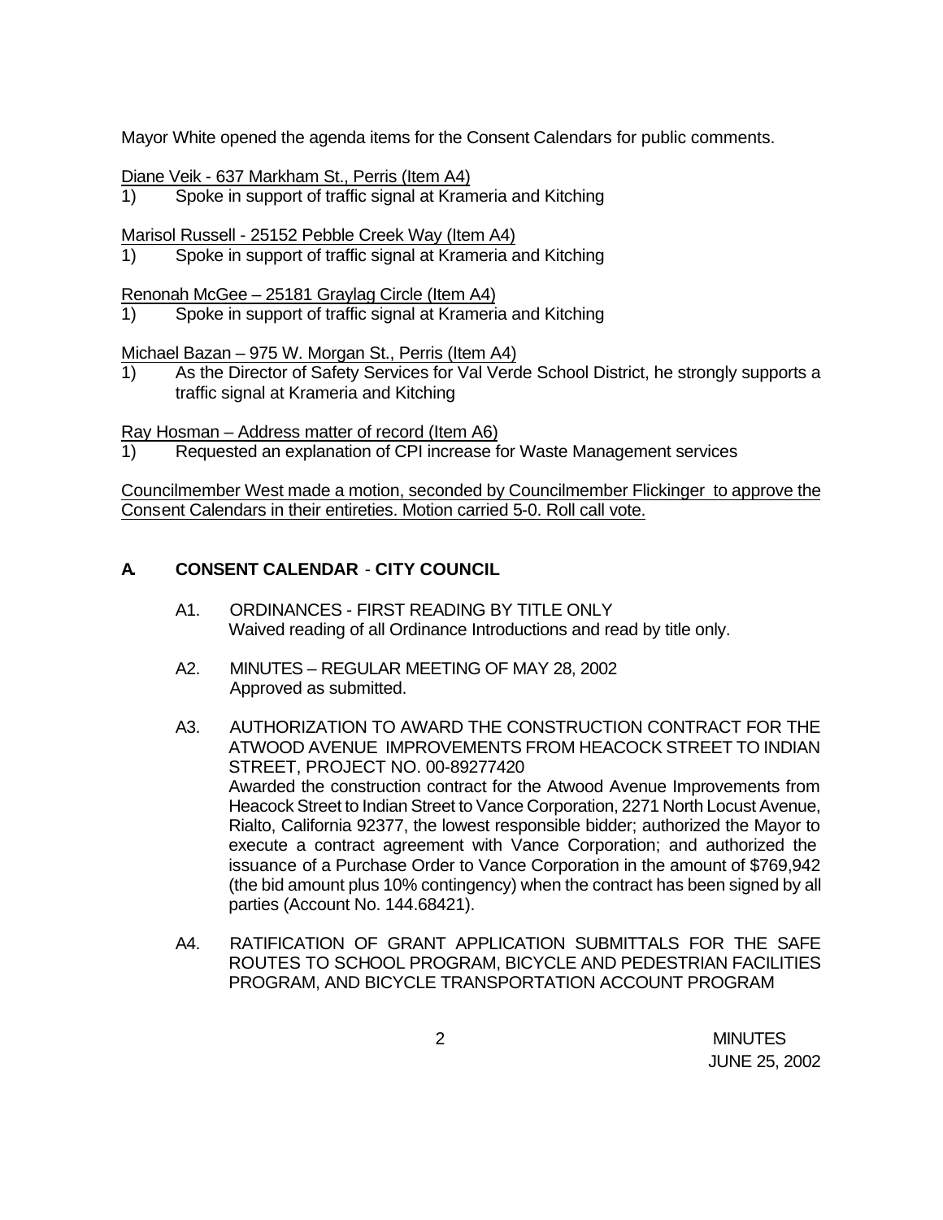Mayor White opened the agenda items for the Consent Calendars for public comments.

Diane Veik - 637 Markham St., Perris (Item A4)

1) Spoke in support of traffic signal at Krameria and Kitching

Marisol Russell - 25152 Pebble Creek Way (Item A4)

1) Spoke in support of traffic signal at Krameria and Kitching

Renonah McGee – 25181 Graylag Circle (Item A4)

1) Spoke in support of traffic signal at Krameria and Kitching

Michael Bazan – 975 W. Morgan St., Perris (Item A4)

1) As the Director of Safety Services for Val Verde School District, he strongly supports a traffic signal at Krameria and Kitching

Ray Hosman – Address matter of record (Item A6)

1) Requested an explanation of CPI increase for Waste Management services

Councilmember West made a motion, seconded by Councilmember Flickinger to approve the Consent Calendars in their entireties. Motion carried 5-0. Roll call vote.

## A. CONSENT CALENDAR - CITY COUNCIL

A1. ORDINANCES - FIRST READING BY TITLE ONLY
Waived reading of all Ordinance Introductions and read by title only.

A2. MINUTES – REGULAR MEETING OF MAY 28, 2002
Approved as submitted.

A3. AUTHORIZATION TO AWARD THE CONSTRUCTION CONTRACT FOR THE ATWOOD AVENUE IMPROVEMENTS FROM HEACOCK STREET TO INDIAN STREET, PROJECT NO. 00-89277420
Awarded the construction contract for the Atwood Avenue Improvements from Heacock Street to Indian Street to Vance Corporation, 2271 North Locust Avenue, Rialto, California 92377, the lowest responsible bidder; authorized the Mayor to execute a contract agreement with Vance Corporation; and authorized the issuance of a Purchase Order to Vance Corporation in the amount of $769,942 (the bid amount plus 10% contingency) when the contract has been signed by all parties (Account No. 144.68421).

A4. RATIFICATION OF GRANT APPLICATION SUBMITTALS FOR THE SAFE ROUTES TO SCHOOL PROGRAM, BICYCLE AND PEDESTRIAN FACILITIES PROGRAM, AND BICYCLE TRANSPORTATION ACCOUNT PROGRAM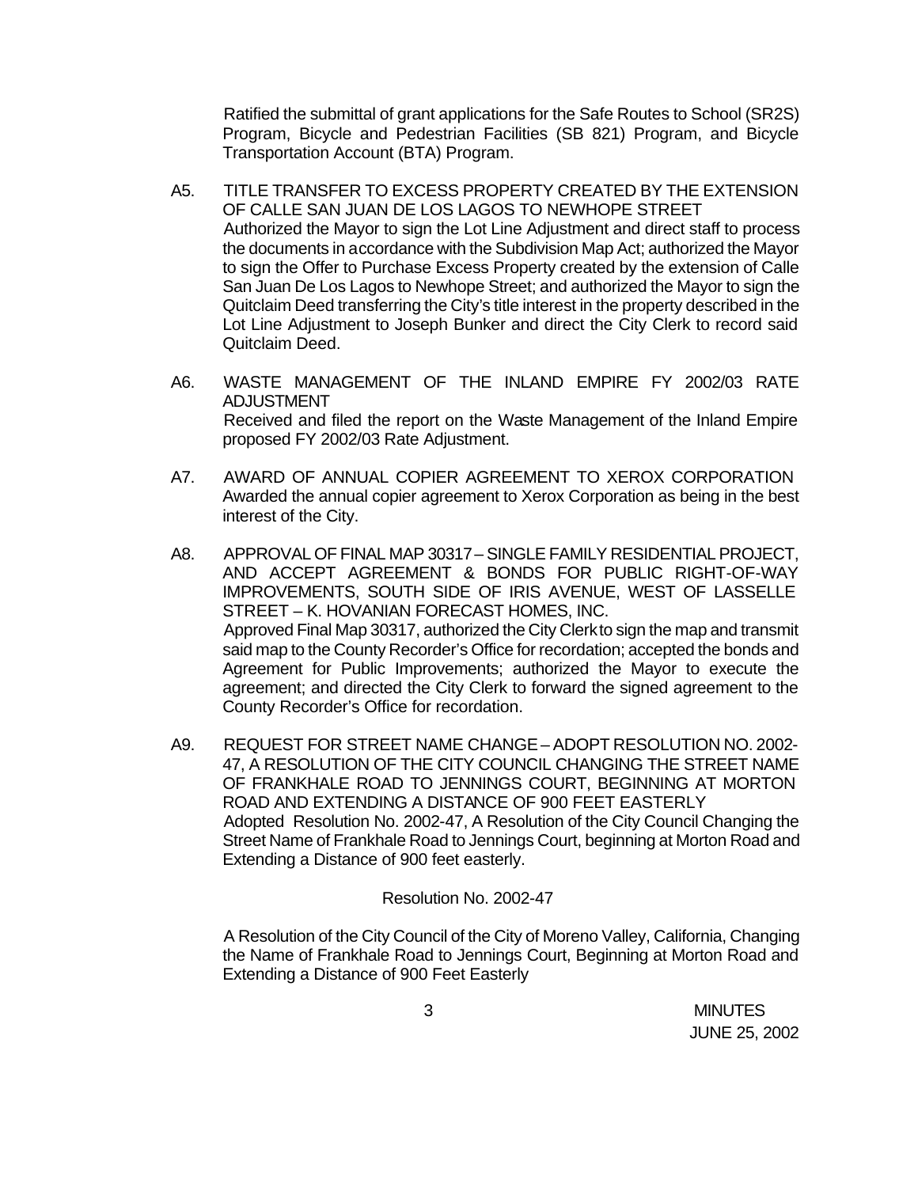Ratified the submittal of grant applications for the Safe Routes to School (SR2S) Program, Bicycle and Pedestrian Facilities (SB 821) Program, and Bicycle Transportation Account (BTA) Program.

A5. TITLE TRANSFER TO EXCESS PROPERTY CREATED BY THE EXTENSION OF CALLE SAN JUAN DE LOS LAGOS TO NEWHOPE STREET
Authorized the Mayor to sign the Lot Line Adjustment and direct staff to process the documents in accordance with the Subdivision Map Act; authorized the Mayor to sign the Offer to Purchase Excess Property created by the extension of Calle San Juan De Los Lagos to Newhope Street; and authorized the Mayor to sign the Quitclaim Deed transferring the City's title interest in the property described in the Lot Line Adjustment to Joseph Bunker and direct the City Clerk to record said Quitclaim Deed.

A6. WASTE MANAGEMENT OF THE INLAND EMPIRE FY 2002/03 RATE ADJUSTMENT
Received and filed the report on the Waste Management of the Inland Empire proposed FY 2002/03 Rate Adjustment.

A7. AWARD OF ANNUAL COPIER AGREEMENT TO XEROX CORPORATION
Awarded the annual copier agreement to Xerox Corporation as being in the best interest of the City.

A8. APPROVAL OF FINAL MAP 30317 – SINGLE FAMILY RESIDENTIAL PROJECT, AND ACCEPT AGREEMENT & BONDS FOR PUBLIC RIGHT-OF-WAY IMPROVEMENTS, SOUTH SIDE OF IRIS AVENUE, WEST OF LASSELLE STREET – K. HOVANIAN FORECAST HOMES, INC.
Approved Final Map 30317, authorized the City Clerk to sign the map and transmit said map to the County Recorder's Office for recordation; accepted the bonds and Agreement for Public Improvements; authorized the Mayor to execute the agreement; and directed the City Clerk to forward the signed agreement to the County Recorder's Office for recordation.

A9. REQUEST FOR STREET NAME CHANGE – ADOPT RESOLUTION NO. 2002-47, A RESOLUTION OF THE CITY COUNCIL CHANGING THE STREET NAME OF FRANKHALE ROAD TO JENNINGS COURT, BEGINNING AT MORTON ROAD AND EXTENDING A DISTANCE OF 900 FEET EASTERLY
Adopted Resolution No. 2002-47, A Resolution of the City Council Changing the Street Name of Frankhale Road to Jennings Court, beginning at Morton Road and Extending a Distance of 900 feet easterly.

Resolution No. 2002-47

A Resolution of the City Council of the City of Moreno Valley, California, Changing the Name of Frankhale Road to Jennings Court, Beginning at Morton Road and Extending a Distance of 900 Feet Easterly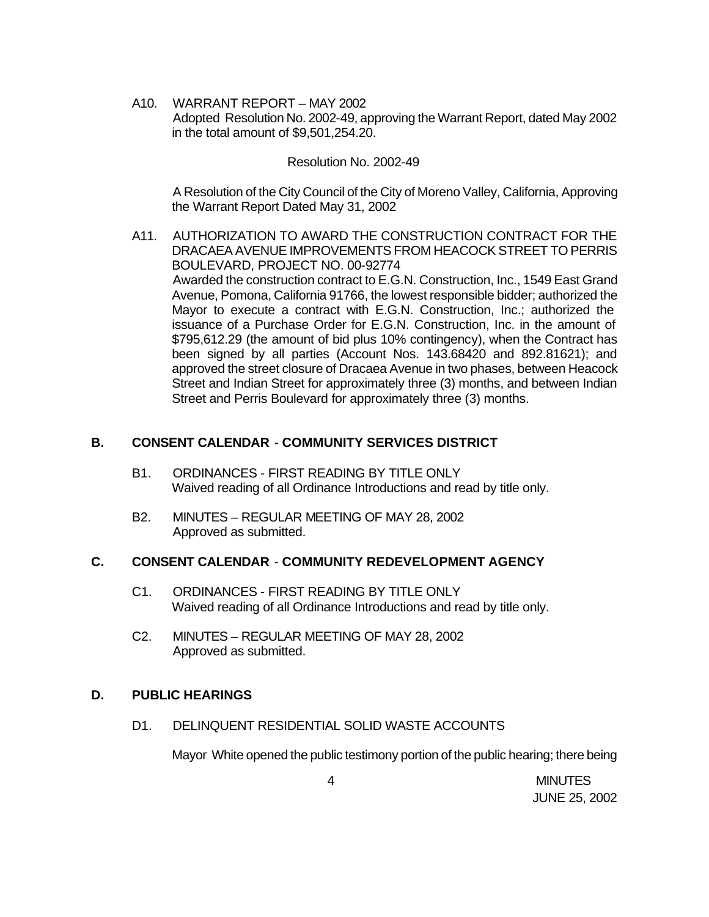A10. WARRANT REPORT – MAY 2002
Adopted Resolution No. 2002-49, approving the Warrant Report, dated May 2002 in the total amount of $9,501,254.20.

Resolution No. 2002-49

A Resolution of the City Council of the City of Moreno Valley, California, Approving the Warrant Report Dated May 31, 2002

A11. AUTHORIZATION TO AWARD THE CONSTRUCTION CONTRACT FOR THE DRACAEA AVENUE IMPROVEMENTS FROM HEACOCK STREET TO PERRIS BOULEVARD, PROJECT NO. 00-92774
Awarded the construction contract to E.G.N. Construction, Inc., 1549 East Grand Avenue, Pomona, California 91766, the lowest responsible bidder; authorized the Mayor to execute a contract with E.G.N. Construction, Inc.; authorized the issuance of a Purchase Order for E.G.N. Construction, Inc. in the amount of $795,612.29 (the amount of bid plus 10% contingency), when the Contract has been signed by all parties (Account Nos. 143.68420 and 892.81621); and approved the street closure of Dracaea Avenue in two phases, between Heacock Street and Indian Street for approximately three (3) months, and between Indian Street and Perris Boulevard for approximately three (3) months.

## B. CONSENT CALENDAR - COMMUNITY SERVICES DISTRICT

B1. ORDINANCES - FIRST READING BY TITLE ONLY
Waived reading of all Ordinance Introductions and read by title only.

B2. MINUTES – REGULAR MEETING OF MAY 28, 2002
Approved as submitted.

## C. CONSENT CALENDAR - COMMUNITY REDEVELOPMENT AGENCY

C1. ORDINANCES - FIRST READING BY TITLE ONLY
Waived reading of all Ordinance Introductions and read by title only.

C2. MINUTES – REGULAR MEETING OF MAY 28, 2002
Approved as submitted.

## D. PUBLIC HEARINGS

D1. DELINQUENT RESIDENTIAL SOLID WASTE ACCOUNTS

Mayor White opened the public testimony portion of the public hearing; there being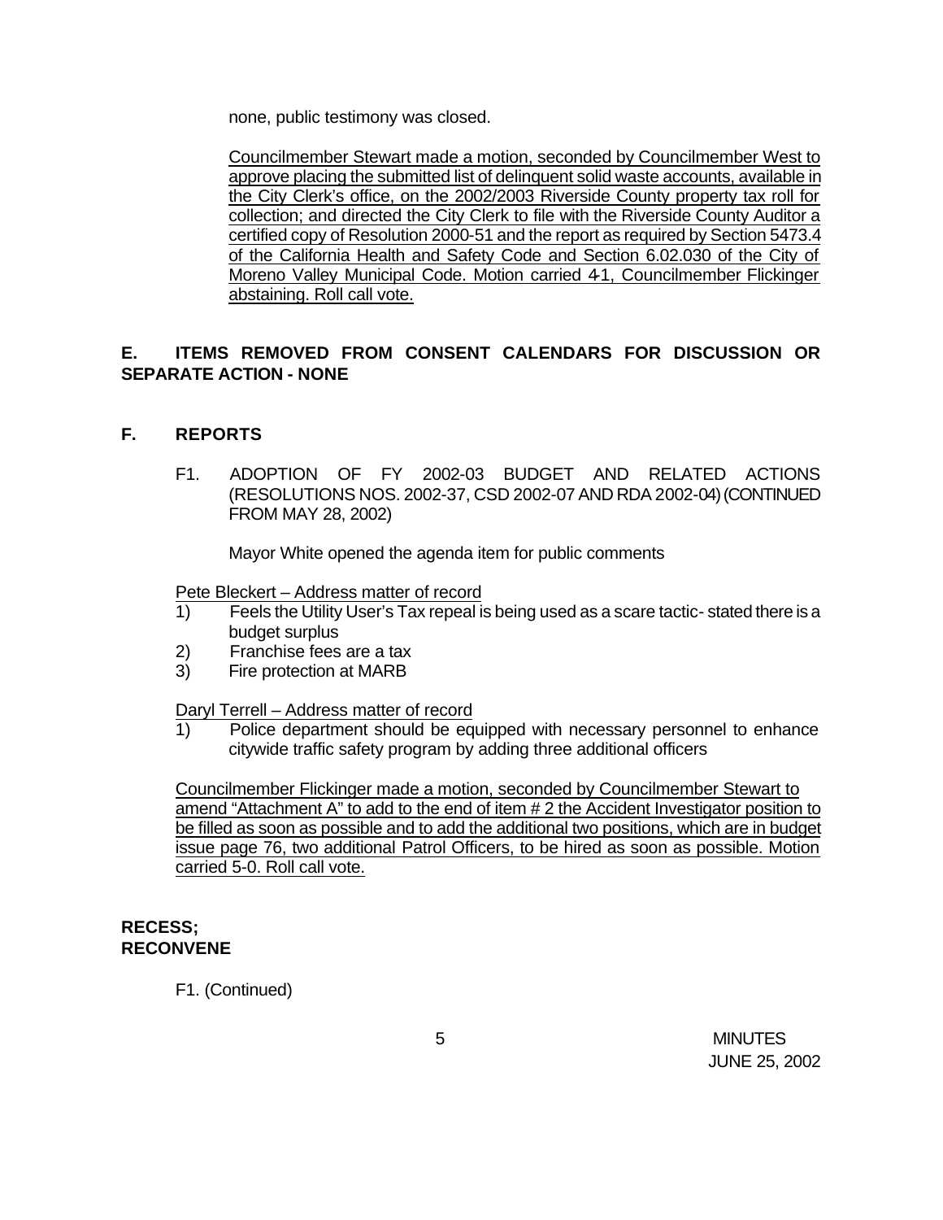none, public testimony was closed.

Councilmember Stewart made a motion, seconded by Councilmember West to approve placing the submitted list of delinquent solid waste accounts, available in the City Clerk's office, on the 2002/2003 Riverside County property tax roll for collection; and directed the City Clerk to file with the Riverside County Auditor a certified copy of Resolution 2000-51 and the report as required by Section 5473.4 of the California Health and Safety Code and Section 6.02.030 of the City of Moreno Valley Municipal Code. Motion carried 4-1, Councilmember Flickinger abstaining. Roll call vote.

**E. ITEMS REMOVED FROM CONSENT CALENDARS FOR DISCUSSION OR SEPARATE ACTION - NONE**

**F. REPORTS**

F1. ADOPTION OF FY 2002-03 BUDGET AND RELATED ACTIONS (RESOLUTIONS NOS. 2002-37, CSD 2002-07 AND RDA 2002-04) (CONTINUED FROM MAY 28, 2002)

Mayor White opened the agenda item for public comments

Pete Bleckert – Address matter of record

1) Feels the Utility User's Tax repeal is being used as a scare tactic- stated there is a budget surplus
2) Franchise fees are a tax
3) Fire protection at MARB

Daryl Terrell – Address matter of record

1) Police department should be equipped with necessary personnel to enhance citywide traffic safety program by adding three additional officers

Councilmember Flickinger made a motion, seconded by Councilmember Stewart to amend "Attachment A" to add to the end of item # 2 the Accident Investigator position to be filled as soon as possible and to add the additional two positions, which are in budget issue page 76, two additional Patrol Officers, to be hired as soon as possible. Motion carried 5-0. Roll call vote.

**RECESS;**
**RECONVENE**

F1. (Continued)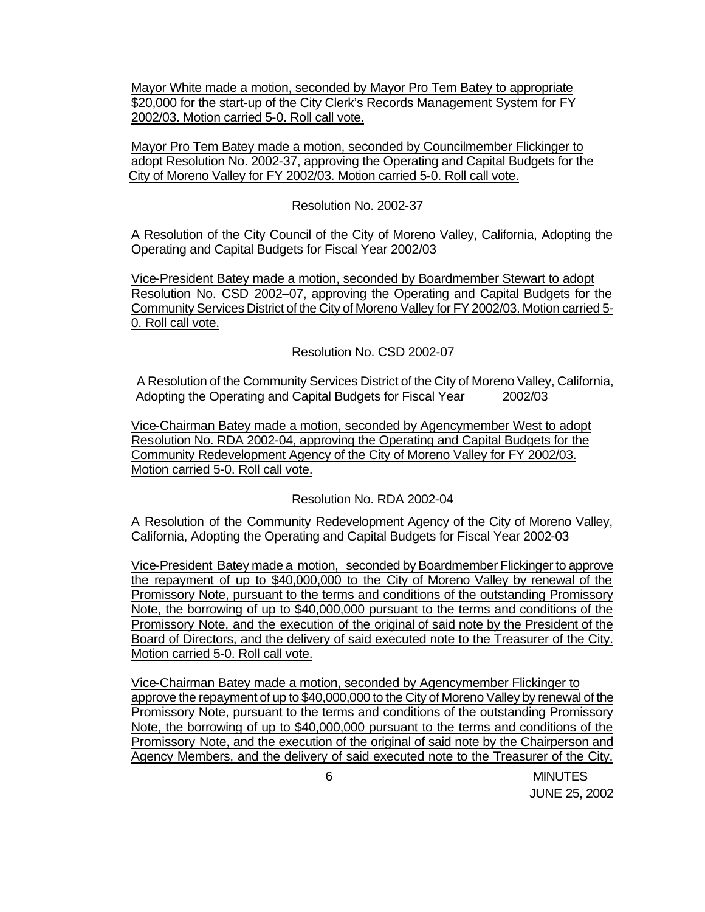Mayor White made a motion, seconded by Mayor Pro Tem Batey to appropriate $20,000 for the start-up of the City Clerk's Records Management System for FY 2002/03. Motion carried 5-0. Roll call vote.

Mayor Pro Tem Batey made a motion, seconded by Councilmember Flickinger to adopt Resolution No. 2002-37, approving the Operating and Capital Budgets for the City of Moreno Valley for FY 2002/03. Motion carried 5-0. Roll call vote.

Resolution No. 2002-37

A Resolution of the City Council of the City of Moreno Valley, California, Adopting the Operating and Capital Budgets for Fiscal Year 2002/03

Vice-President Batey made a motion, seconded by Boardmember Stewart to adopt Resolution No. CSD 2002–07, approving the Operating and Capital Budgets for the Community Services District of the City of Moreno Valley for FY 2002/03. Motion carried 5-0. Roll call vote.

Resolution No. CSD 2002-07

A Resolution of the Community Services District of the City of Moreno Valley, California, Adopting the Operating and Capital Budgets for Fiscal Year 2002/03

Vice-Chairman Batey made a motion, seconded by Agencymember West to adopt Resolution No. RDA 2002-04, approving the Operating and Capital Budgets for the Community Redevelopment Agency of the City of Moreno Valley for FY 2002/03. Motion carried 5-0. Roll call vote.

Resolution No. RDA 2002-04

A Resolution of the Community Redevelopment Agency of the City of Moreno Valley, California, Adopting the Operating and Capital Budgets for Fiscal Year 2002-03

Vice-President Batey made a motion, seconded by Boardmember Flickinger to approve the repayment of up to $40,000,000 to the City of Moreno Valley by renewal of the Promissory Note, pursuant to the terms and conditions of the outstanding Promissory Note, the borrowing of up to $40,000,000 pursuant to the terms and conditions of the Promissory Note, and the execution of the original of said note by the President of the Board of Directors, and the delivery of said executed note to the Treasurer of the City. Motion carried 5-0. Roll call vote.

Vice-Chairman Batey made a motion, seconded by Agencymember Flickinger to approve the repayment of up to $40,000,000 to the City of Moreno Valley by renewal of the Promissory Note, pursuant to the terms and conditions of the outstanding Promissory Note, the borrowing of up to $40,000,000 pursuant to the terms and conditions of the Promissory Note, and the execution of the original of said note by the Chairperson and Agency Members, and the delivery of said executed note to the Treasurer of the City.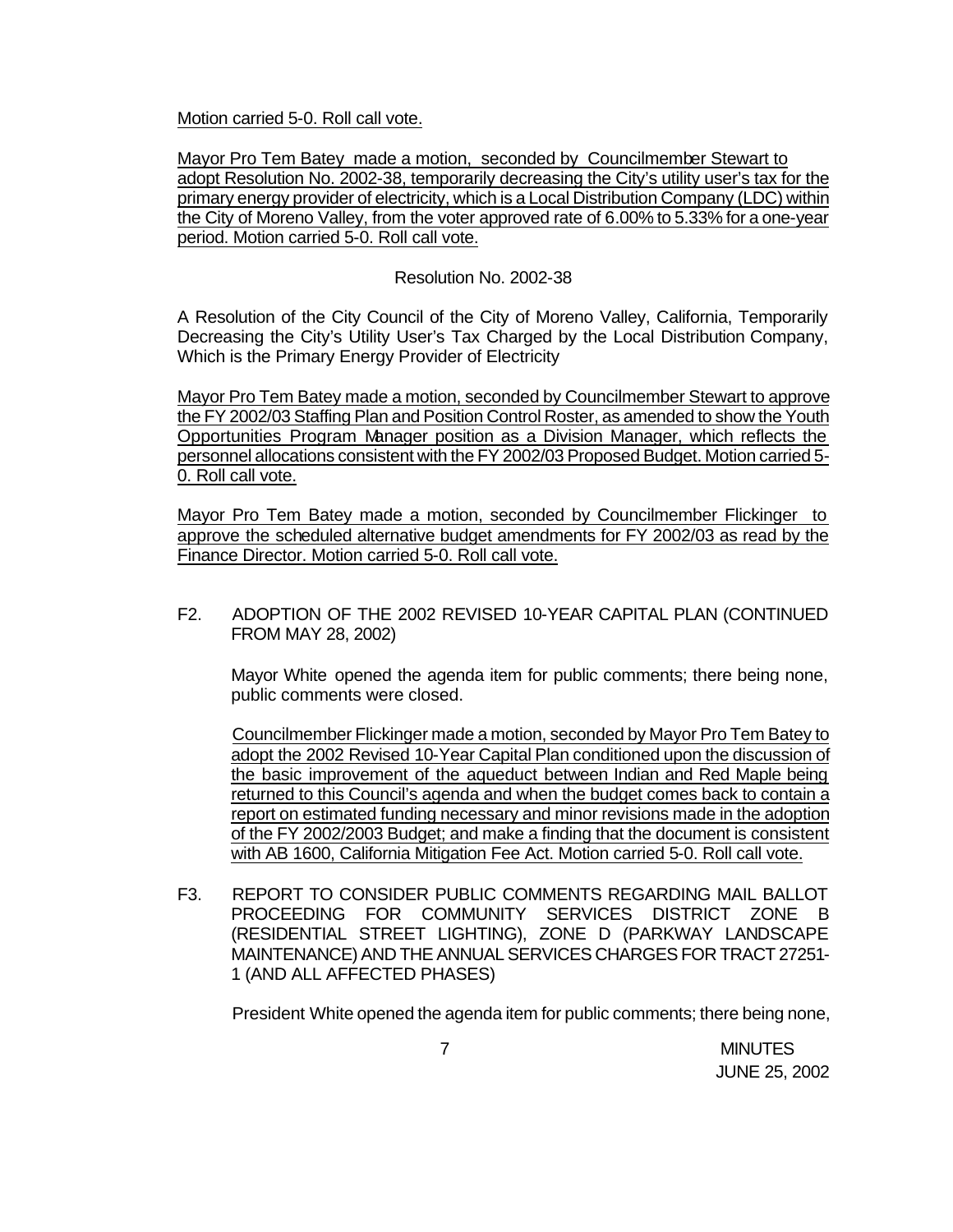Motion carried 5-0. Roll call vote.

Mayor Pro Tem Batey made a motion, seconded by Councilmember Stewart to adopt Resolution No. 2002-38, temporarily decreasing the City's utility user's tax for the primary energy provider of electricity, which is a Local Distribution Company (LDC) within the City of Moreno Valley, from the voter approved rate of 6.00% to 5.33% for a one-year period. Motion carried 5-0. Roll call vote.

Resolution No. 2002-38

A Resolution of the City Council of the City of Moreno Valley, California, Temporarily Decreasing the City's Utility User's Tax Charged by the Local Distribution Company, Which is the Primary Energy Provider of Electricity

Mayor Pro Tem Batey made a motion, seconded by Councilmember Stewart to approve the FY 2002/03 Staffing Plan and Position Control Roster, as amended to show the Youth Opportunities Program Manager position as a Division Manager, which reflects the personnel allocations consistent with the FY 2002/03 Proposed Budget. Motion carried 5-0. Roll call vote.

Mayor Pro Tem Batey made a motion, seconded by Councilmember Flickinger to approve the scheduled alternative budget amendments for FY 2002/03 as read by the Finance Director. Motion carried 5-0. Roll call vote.

F2. ADOPTION OF THE 2002 REVISED 10-YEAR CAPITAL PLAN (CONTINUED FROM MAY 28, 2002)

Mayor White opened the agenda item for public comments; there being none, public comments were closed.

Councilmember Flickinger made a motion, seconded by Mayor Pro Tem Batey to adopt the 2002 Revised 10-Year Capital Plan conditioned upon the discussion of the basic improvement of the aqueduct between Indian and Red Maple being returned to this Council's agenda and when the budget comes back to contain a report on estimated funding necessary and minor revisions made in the adoption of the FY 2002/2003 Budget; and make a finding that the document is consistent with AB 1600, California Mitigation Fee Act. Motion carried 5-0. Roll call vote.

F3. REPORT TO CONSIDER PUBLIC COMMENTS REGARDING MAIL BALLOT PROCEEDING FOR COMMUNITY SERVICES DISTRICT ZONE B (RESIDENTIAL STREET LIGHTING), ZONE D (PARKWAY LANDSCAPE MAINTENANCE) AND THE ANNUAL SERVICES CHARGES FOR TRACT 27251-1 (AND ALL AFFECTED PHASES)

President White opened the agenda item for public comments; there being none,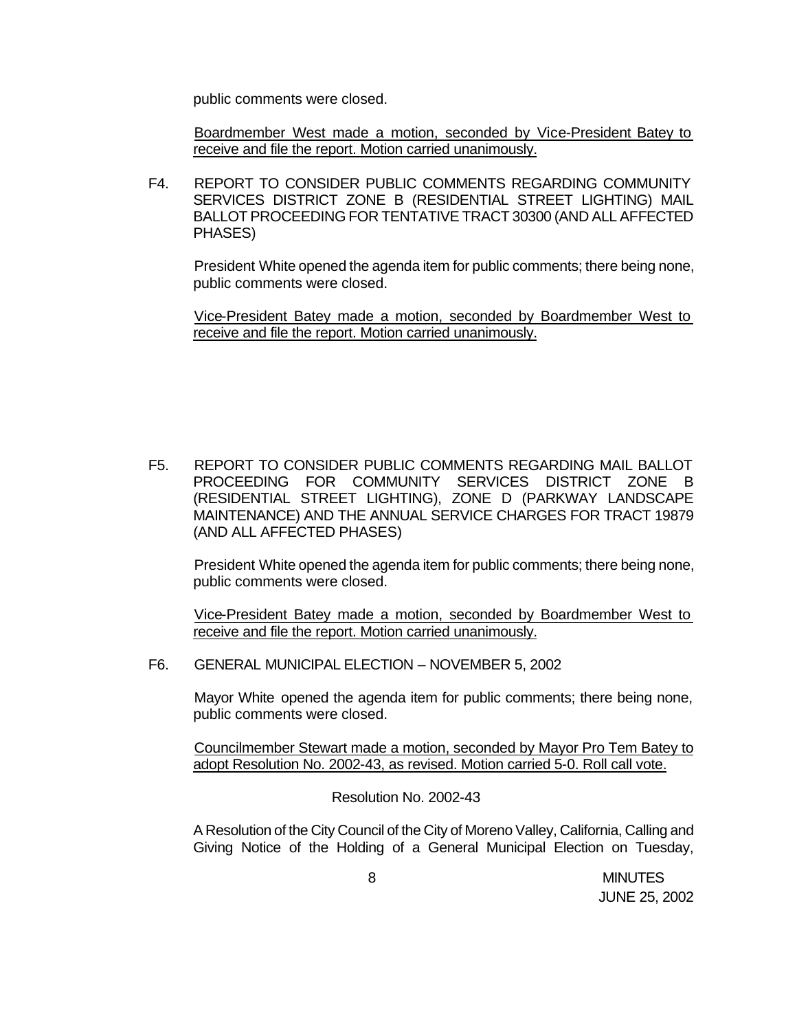public comments were closed.

Boardmember West made a motion, seconded by Vice-President Batey to receive and file the report. Motion carried unanimously.

F4. REPORT TO CONSIDER PUBLIC COMMENTS REGARDING COMMUNITY SERVICES DISTRICT ZONE B (RESIDENTIAL STREET LIGHTING) MAIL BALLOT PROCEEDING FOR TENTATIVE TRACT 30300 (AND ALL AFFECTED PHASES)

President White opened the agenda item for public comments; there being none, public comments were closed.

Vice-President Batey made a motion, seconded by Boardmember West to receive and file the report. Motion carried unanimously.

F5. REPORT TO CONSIDER PUBLIC COMMENTS REGARDING MAIL BALLOT PROCEEDING FOR COMMUNITY SERVICES DISTRICT ZONE B (RESIDENTIAL STREET LIGHTING), ZONE D (PARKWAY LANDSCAPE MAINTENANCE) AND THE ANNUAL SERVICE CHARGES FOR TRACT 19879 (AND ALL AFFECTED PHASES)

President White opened the agenda item for public comments; there being none, public comments were closed.

Vice-President Batey made a motion, seconded by Boardmember West to receive and file the report. Motion carried unanimously.

F6. GENERAL MUNICIPAL ELECTION – NOVEMBER 5, 2002

Mayor White opened the agenda item for public comments; there being none, public comments were closed.

Councilmember Stewart made a motion, seconded by Mayor Pro Tem Batey to adopt Resolution No. 2002-43, as revised. Motion carried 5-0. Roll call vote.

Resolution No. 2002-43

A Resolution of the City Council of the City of Moreno Valley, California, Calling and Giving Notice of the Holding of a General Municipal Election on Tuesday,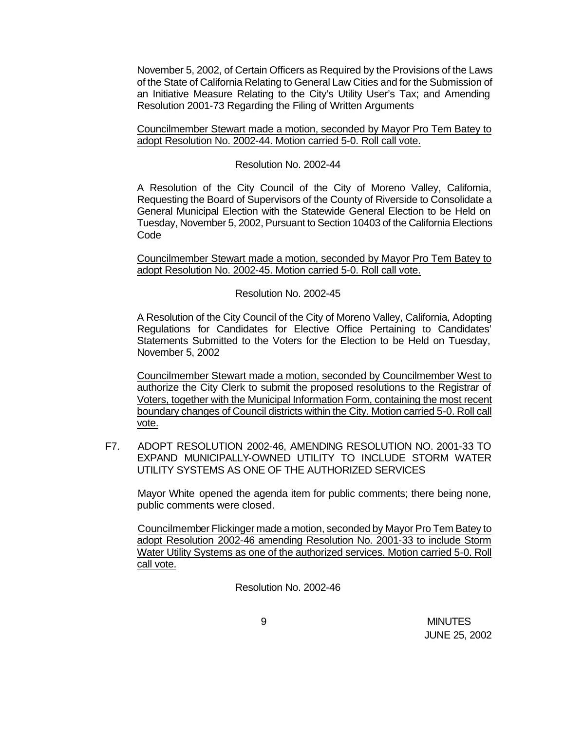November 5, 2002, of Certain Officers as Required by the Provisions of the Laws of the State of California Relating to General Law Cities and for the Submission of an Initiative Measure Relating to the City's Utility User's Tax; and Amending Resolution 2001-73 Regarding the Filing of Written Arguments

Councilmember Stewart made a motion, seconded by Mayor Pro Tem Batey to adopt Resolution No. 2002-44. Motion carried 5-0. Roll call vote.

Resolution No. 2002-44

A Resolution of the City Council of the City of Moreno Valley, California, Requesting the Board of Supervisors of the County of Riverside to Consolidate a General Municipal Election with the Statewide General Election to be Held on Tuesday, November 5, 2002, Pursuant to Section 10403 of the California Elections Code

Councilmember Stewart made a motion, seconded by Mayor Pro Tem Batey to adopt Resolution No. 2002-45. Motion carried 5-0. Roll call vote.

Resolution No. 2002-45

A Resolution of the City Council of the City of Moreno Valley, California, Adopting Regulations for Candidates for Elective Office Pertaining to Candidates' Statements Submitted to the Voters for the Election to be Held on Tuesday, November 5, 2002

Councilmember Stewart made a motion, seconded by Councilmember West to authorize the City Clerk to submit the proposed resolutions to the Registrar of Voters, together with the Municipal Information Form, containing the most recent boundary changes of Council districts within the City. Motion carried 5-0. Roll call vote.

F7. ADOPT RESOLUTION 2002-46, AMENDING RESOLUTION NO. 2001-33 TO EXPAND MUNICIPALLY-OWNED UTILITY TO INCLUDE STORM WATER UTILITY SYSTEMS AS ONE OF THE AUTHORIZED SERVICES

Mayor White opened the agenda item for public comments; there being none, public comments were closed.

Councilmember Flickinger made a motion, seconded by Mayor Pro Tem Batey to adopt Resolution 2002-46 amending Resolution No. 2001-33 to include Storm Water Utility Systems as one of the authorized services. Motion carried 5-0. Roll call vote.

Resolution No. 2002-46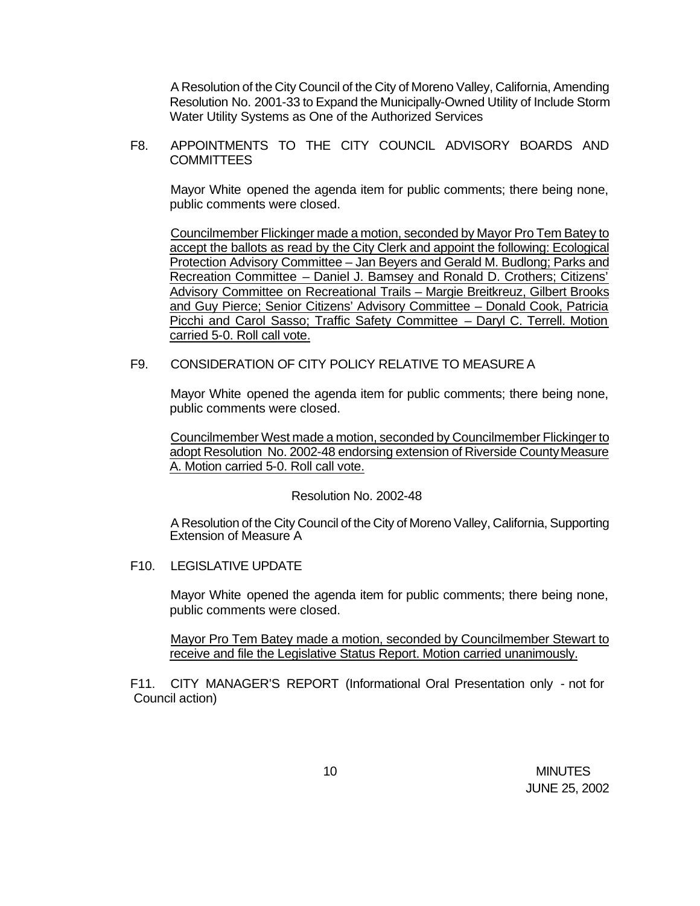A Resolution of the City Council of the City of Moreno Valley, California, Amending Resolution No. 2001-33 to Expand the Municipally-Owned Utility of Include Storm Water Utility Systems as One of the Authorized Services

F8. APPOINTMENTS TO THE CITY COUNCIL ADVISORY BOARDS AND COMMITTEES

Mayor White opened the agenda item for public comments; there being none, public comments were closed.

Councilmember Flickinger made a motion, seconded by Mayor Pro Tem Batey to accept the ballots as read by the City Clerk and appoint the following: Ecological Protection Advisory Committee – Jan Beyers and Gerald M. Budlong; Parks and Recreation Committee – Daniel J. Bamsey and Ronald D. Crothers; Citizens' Advisory Committee on Recreational Trails – Margie Breitkreuz, Gilbert Brooks and Guy Pierce; Senior Citizens' Advisory Committee – Donald Cook, Patricia Picchi and Carol Sasso; Traffic Safety Committee – Daryl C. Terrell. Motion carried 5-0. Roll call vote.

F9. CONSIDERATION OF CITY POLICY RELATIVE TO MEASURE A

Mayor White opened the agenda item for public comments; there being none, public comments were closed.

Councilmember West made a motion, seconded by Councilmember Flickinger to adopt Resolution No. 2002-48 endorsing extension of Riverside County Measure A. Motion carried 5-0. Roll call vote.

Resolution No. 2002-48

A Resolution of the City Council of the City of Moreno Valley, California, Supporting Extension of Measure A

F10. LEGISLATIVE UPDATE

Mayor White opened the agenda item for public comments; there being none, public comments were closed.

Mayor Pro Tem Batey made a motion, seconded by Councilmember Stewart to receive and file the Legislative Status Report. Motion carried unanimously.

F11. CITY MANAGER'S REPORT (Informational Oral Presentation only - not for Council action)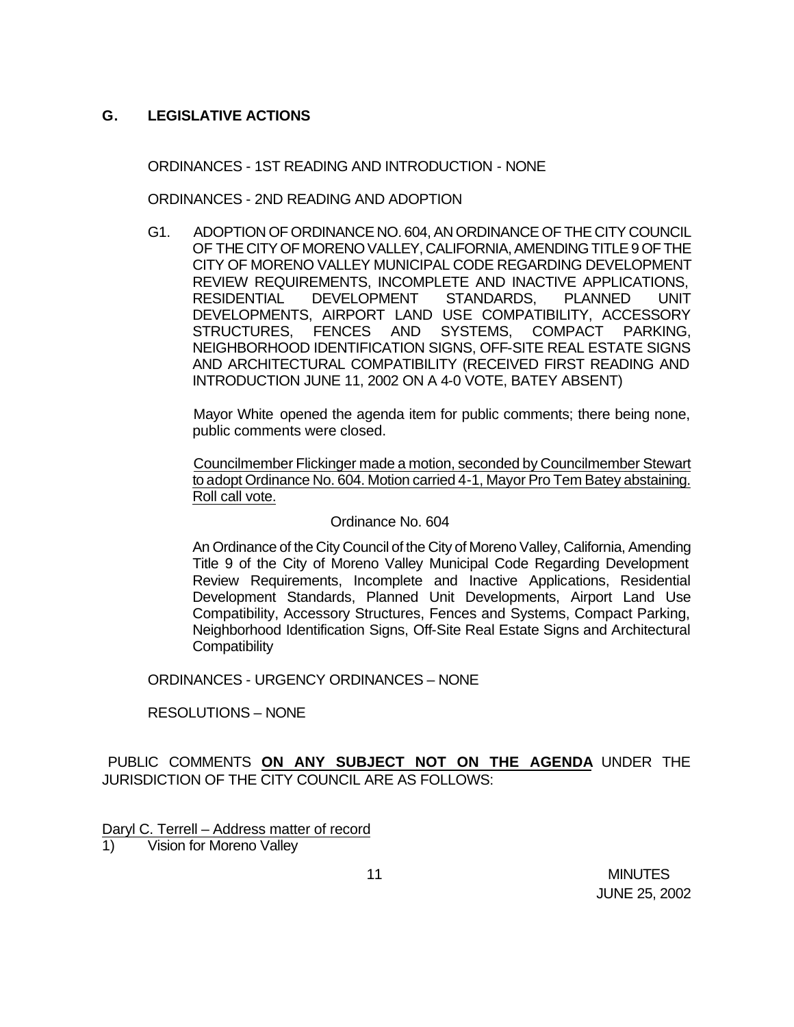## G. LEGISLATIVE ACTIONS

ORDINANCES - 1ST READING AND INTRODUCTION - NONE

ORDINANCES - 2ND READING AND ADOPTION

G1. ADOPTION OF ORDINANCE NO. 604, AN ORDINANCE OF THE CITY COUNCIL OF THE CITY OF MORENO VALLEY, CALIFORNIA, AMENDING TITLE 9 OF THE CITY OF MORENO VALLEY MUNICIPAL CODE REGARDING DEVELOPMENT REVIEW REQUIREMENTS, INCOMPLETE AND INACTIVE APPLICATIONS, RESIDENTIAL DEVELOPMENT STANDARDS, PLANNED UNIT DEVELOPMENTS, AIRPORT LAND USE COMPATIBILITY, ACCESSORY STRUCTURES, FENCES AND SYSTEMS, COMPACT PARKING, NEIGHBORHOOD IDENTIFICATION SIGNS, OFF-SITE REAL ESTATE SIGNS AND ARCHITECTURAL COMPATIBILITY (RECEIVED FIRST READING AND INTRODUCTION JUNE 11, 2002 ON A 4-0 VOTE, BATEY ABSENT)

Mayor White opened the agenda item for public comments; there being none, public comments were closed.

<u>Councilmember Flickinger made a motion, seconded by Councilmember Stewart to adopt Ordinance No. 604. Motion carried 4-1, Mayor Pro Tem Batey abstaining. Roll call vote.</u>

Ordinance No. 604

An Ordinance of the City Council of the City of Moreno Valley, California, Amending Title 9 of the City of Moreno Valley Municipal Code Regarding Development Review Requirements, Incomplete and Inactive Applications, Residential Development Standards, Planned Unit Developments, Airport Land Use Compatibility, Accessory Structures, Fences and Systems, Compact Parking, Neighborhood Identification Signs, Off-Site Real Estate Signs and Architectural Compatibility

ORDINANCES - URGENCY ORDINANCES – NONE

RESOLUTIONS – NONE

PUBLIC COMMENTS **<u>ON ANY SUBJECT NOT ON THE AGENDA</u>** UNDER THE JURISDICTION OF THE CITY COUNCIL ARE AS FOLLOWS:

<u>Daryl C. Terrell – Address matter of record</u>

1) Vision for Moreno Valley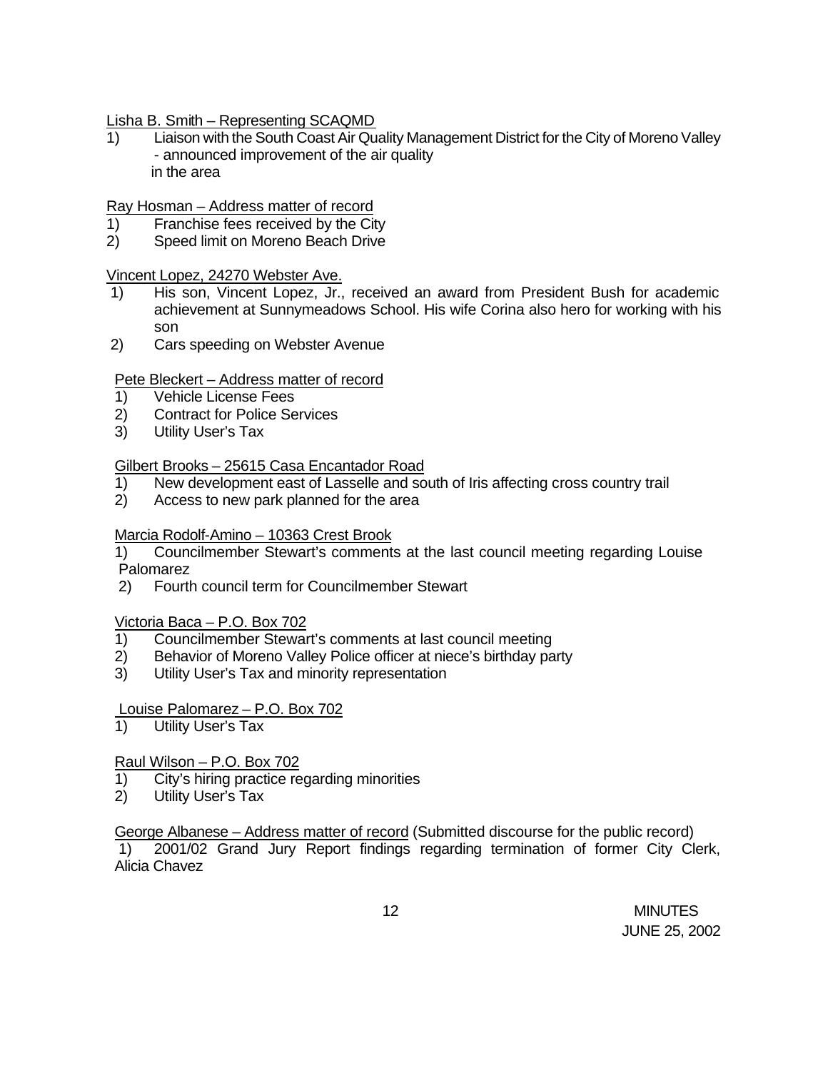<u>Lisha B. Smith – Representing SCAQMD</u>

1) Liaison with the South Coast Air Quality Management District for the City of Moreno Valley - announced improvement of the air quality in the area

<u>Ray Hosman – Address matter of record</u>

1) Franchise fees received by the City
2) Speed limit on Moreno Beach Drive

<u>Vincent Lopez, 24270 Webster Ave.</u>

1) His son, Vincent Lopez, Jr., received an award from President Bush for academic achievement at Sunnymeadows School. His wife Corina also hero for working with his son
2) Cars speeding on Webster Avenue

<u>Pete Bleckert – Address matter of record</u>

1) Vehicle License Fees
2) Contract for Police Services
3) Utility User's Tax

<u>Gilbert Brooks – 25615 Casa Encantador Road</u>

1) New development east of Lasselle and south of Iris affecting cross country trail
2) Access to new park planned for the area

<u>Marcia Rodolf-Amino – 10363 Crest Brook</u>

1) Councilmember Stewart's comments at the last council meeting regarding Louise Palomarez
2) Fourth council term for Councilmember Stewart

<u>Victoria Baca – P.O. Box 702</u>

1) Councilmember Stewart's comments at last council meeting
2) Behavior of Moreno Valley Police officer at niece's birthday party
3) Utility User's Tax and minority representation

<u>Louise Palomarez – P.O. Box 702</u>

1) Utility User's Tax

<u>Raul Wilson – P.O. Box 702</u>

1) City's hiring practice regarding minorities
2) Utility User's Tax

<u>George Albanese – Address matter of record</u> (Submitted discourse for the public record)

1) 2001/02 Grand Jury Report findings regarding termination of former City Clerk, Alicia Chavez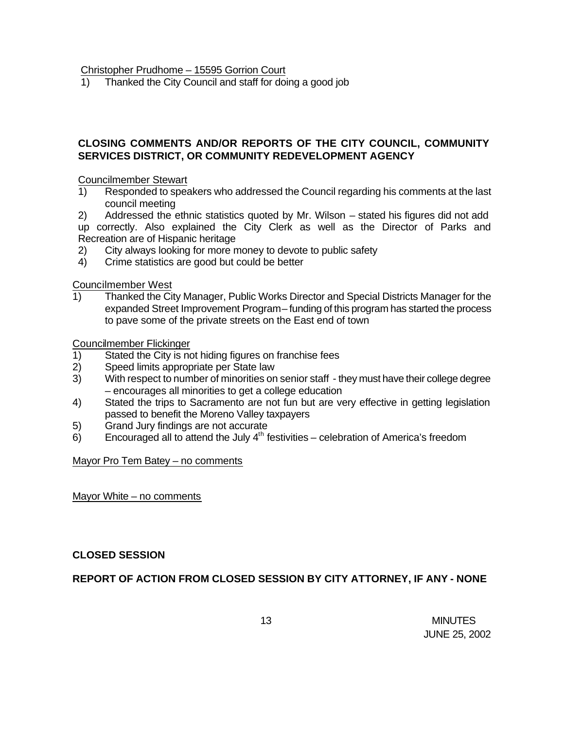Christopher Prudhome – 15595 Gorrion Court

1) Thanked the City Council and staff for doing a good job

**CLOSING COMMENTS AND/OR REPORTS OF THE CITY COUNCIL, COMMUNITY SERVICES DISTRICT, OR COMMUNITY REDEVELOPMENT AGENCY**

Councilmember Stewart

1) Responded to speakers who addressed the Council regarding his comments at the last council meeting

2) Addressed the ethnic statistics quoted by Mr. Wilson – stated his figures did not add up correctly. Also explained the City Clerk as well as the Director of Parks and Recreation are of Hispanic heritage

2) City always looking for more money to devote to public safety

4) Crime statistics are good but could be better

Councilmember West

1) Thanked the City Manager, Public Works Director and Special Districts Manager for the expanded Street Improvement Program – funding of this program has started the process to pave some of the private streets on the East end of town

Councilmember Flickinger

1) Stated the City is not hiding figures on franchise fees
2) Speed limits appropriate per State law
3) With respect to number of minorities on senior staff - they must have their college degree – encourages all minorities to get a college education
4) Stated the trips to Sacramento are not fun but are very effective in getting legislation passed to benefit the Moreno Valley taxpayers
5) Grand Jury findings are not accurate
6) Encouraged all to attend the July 4th festivities – celebration of America's freedom

Mayor Pro Tem Batey – no comments

Mayor White – no comments

**CLOSED SESSION**

**REPORT OF ACTION FROM CLOSED SESSION BY CITY ATTORNEY, IF ANY - NONE**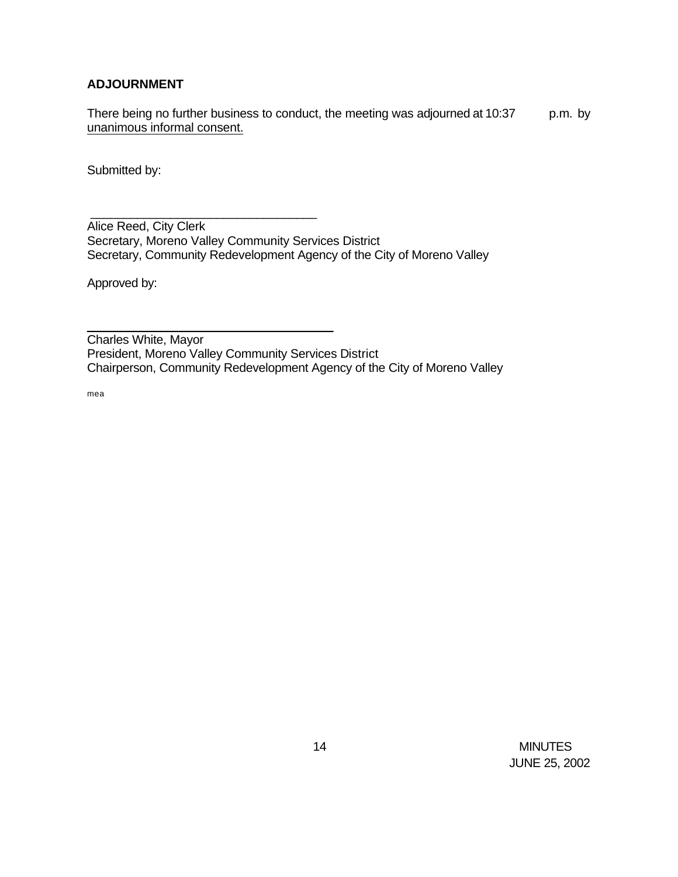**ADJOURNMENT**

There being no further business to conduct, the meeting was adjourned at 10:37 p.m. by unanimous informal consent.

Submitted by:

\_\_\_\_\_\_\_\_\_\_\_\_\_\_\_\_\_\_\_\_\_\_\_\_\_\_\_\_\_\_\_\_\_\_\_

Alice Reed, City Clerk
Secretary, Moreno Valley Community Services District
Secretary, Community Redevelopment Agency of the City of Moreno Valley

Approved by:

\_\_\_\_\_\_\_\_\_\_\_\_\_\_\_\_\_\_\_\_\_\_\_\_\_\_\_\_\_\_\_\_\_\_\_

Charles White, Mayor
President, Moreno Valley Community Services District
Chairperson, Community Redevelopment Agency of the City of Moreno Valley

mea